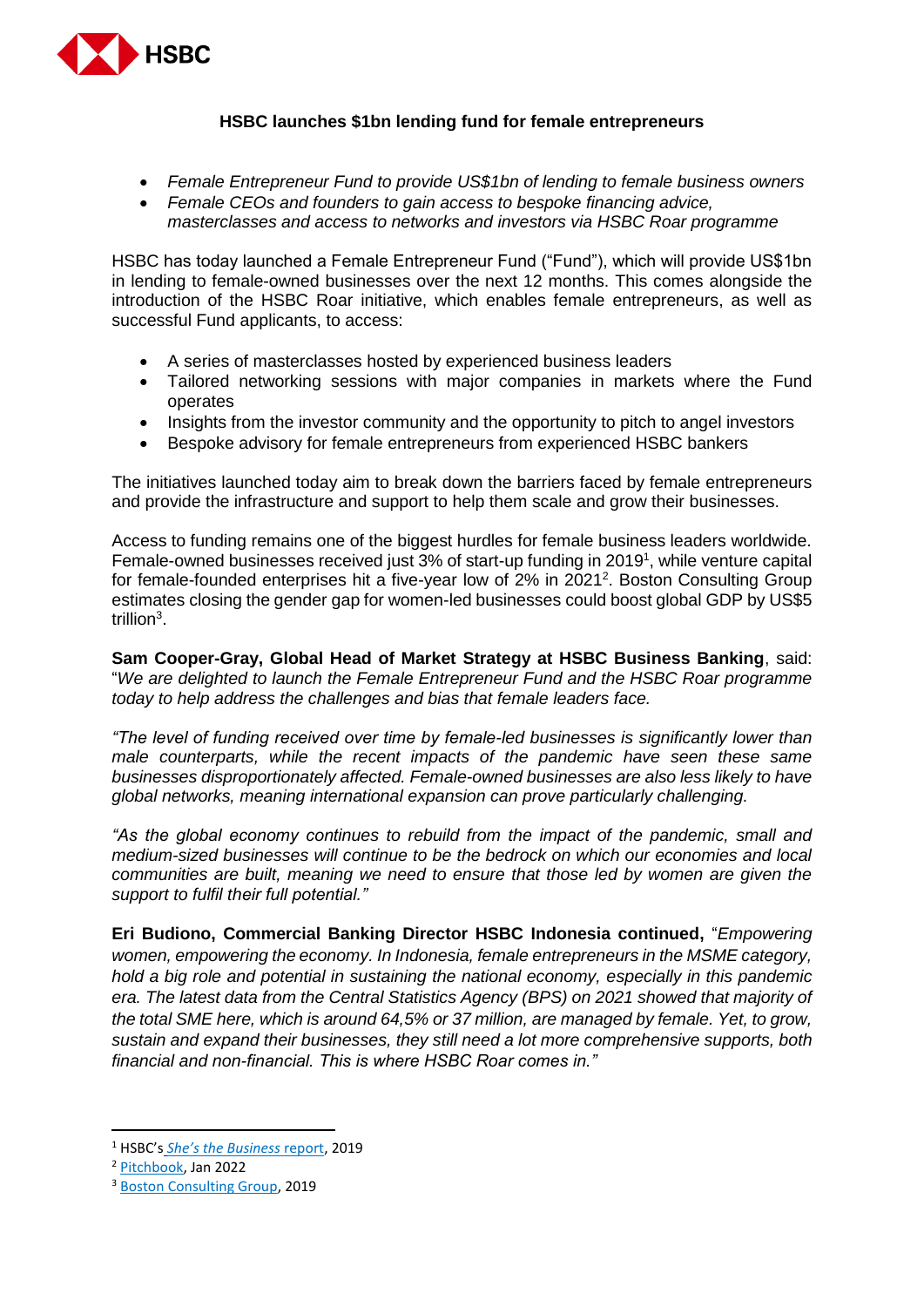HSBC

# HSBC launches $1bn lending fund for female entrepreneurs

- *Female Entrepreneur Fund to provide US$1bn of lending to female business owners*
- *Female CEOs and founders to gain access to bespoke financing advice, masterclasses and access to networks and investors via HSBC Roar programme*

HSBC has today launched a Female Entrepreneur Fund ("Fund"), which will provide US$1bn in lending to female-owned businesses over the next 12 months. This comes alongside the introduction of the HSBC Roar initiative, which enables female entrepreneurs, as well as successful Fund applicants, to access:

- A series of masterclasses hosted by experienced business leaders
- Tailored networking sessions with major companies in markets where the Fund operates
- Insights from the investor community and the opportunity to pitch to angel investors
- Bespoke advisory for female entrepreneurs from experienced HSBC bankers

The initiatives launched today aim to break down the barriers faced by female entrepreneurs and provide the infrastructure and support to help them scale and grow their businesses.

Access to funding remains one of the biggest hurdles for female business leaders worldwide. Female-owned businesses received just 3% of start-up funding in 2019[1], while venture capital for female-founded enterprises hit a five-year low of 2% in 2021[2]. Boston Consulting Group estimates closing the gender gap for women-led businesses could boost global GDP by US$5 trillion[3].

**Sam Cooper-Gray, Global Head of Market Strategy at HSBC Business Banking**, said: "*We are delighted to launch the Female Entrepreneur Fund and the HSBC Roar programme today to help address the challenges and bias that female leaders face.*

*"The level of funding received over time by female-led businesses is significantly lower than male counterparts, while the recent impacts of the pandemic have seen these same businesses disproportionately affected. Female-owned businesses are also less likely to have global networks, meaning international expansion can prove particularly challenging.*

*"As the global economy continues to rebuild from the impact of the pandemic, small and medium-sized businesses will continue to be the bedrock on which our economies and local communities are built, meaning we need to ensure that those led by women are given the support to fulfil their full potential."*

**Eri Budiono, Commercial Banking Director HSBC Indonesia continued,** "*Empowering women, empowering the economy. In Indonesia, female entrepreneurs in the MSME category, hold a big role and potential in sustaining the national economy, especially in this pandemic era. The latest data from the Central Statistics Agency (BPS) on 2021 showed that majority of the total SME here, which is around 64,5% or 37 million, are managed by female. Yet, to grow, sustain and expand their businesses, they still need a lot more comprehensive supports, both financial and non-financial. This is where HSBC Roar comes in."*

---

[1] HSBC's *She's the Business* report, 2019

[2] Pitchbook, Jan 2022

[3] Boston Consulting Group, 2019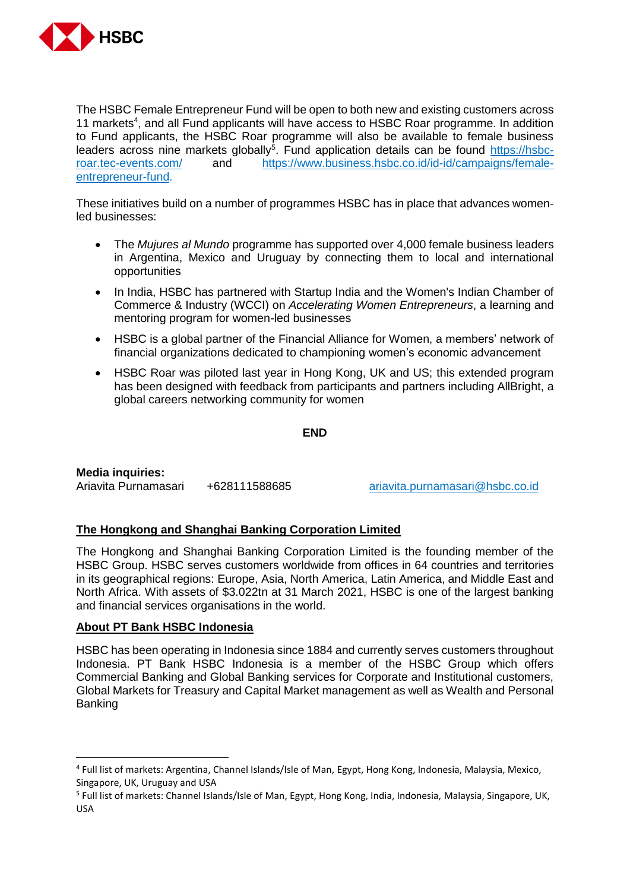The HSBC Female Entrepreneur Fund will be open to both new and existing customers across 11 markets[4], and all Fund applicants will have access to HSBC Roar programme. In addition to Fund applicants, the HSBC Roar programme will also be available to female business leaders across nine markets globally[5]. Fund application details can be found https://hsbc-roar.tec-events.com/ and https://www.business.hsbc.co.id/id-id/campaigns/female-entrepreneur-fund.

These initiatives build on a number of programmes HSBC has in place that advances women-led businesses:

- The *Mujures al Mundo* programme has supported over 4,000 female business leaders in Argentina, Mexico and Uruguay by connecting them to local and international opportunities
- In India, HSBC has partnered with Startup India and the Women's Indian Chamber of Commerce & Industry (WCCI) on *Accelerating Women Entrepreneurs*, a learning and mentoring program for women-led businesses
- HSBC is a global partner of the Financial Alliance for Women, a members' network of financial organizations dedicated to championing women's economic advancement
- HSBC Roar was piloted last year in Hong Kong, UK and US; this extended program has been designed with feedback from participants and partners including AllBright, a global careers networking community for women

**END**

**Media inquiries:**
Ariavita Purnamasari +628111588685 ariavita.purnamasari@hsbc.co.id

**The Hongkong and Shanghai Banking Corporation Limited**

The Hongkong and Shanghai Banking Corporation Limited is the founding member of the HSBC Group. HSBC serves customers worldwide from offices in 64 countries and territories in its geographical regions: Europe, Asia, North America, Latin America, and Middle East and North Africa. With assets of $3.022tn at 31 March 2021, HSBC is one of the largest banking and financial services organisations in the world.

**About PT Bank HSBC Indonesia**

HSBC has been operating in Indonesia since 1884 and currently serves customers throughout Indonesia. PT Bank HSBC Indonesia is a member of the HSBC Group which offers Commercial Banking and Global Banking services for Corporate and Institutional customers, Global Markets for Treasury and Capital Market management as well as Wealth and Personal Banking

---

[4] Full list of markets: Argentina, Channel Islands/Isle of Man, Egypt, Hong Kong, Indonesia, Malaysia, Mexico, Singapore, UK, Uruguay and USA

[5] Full list of markets: Channel Islands/Isle of Man, Egypt, Hong Kong, India, Indonesia, Malaysia, Singapore, UK, USA